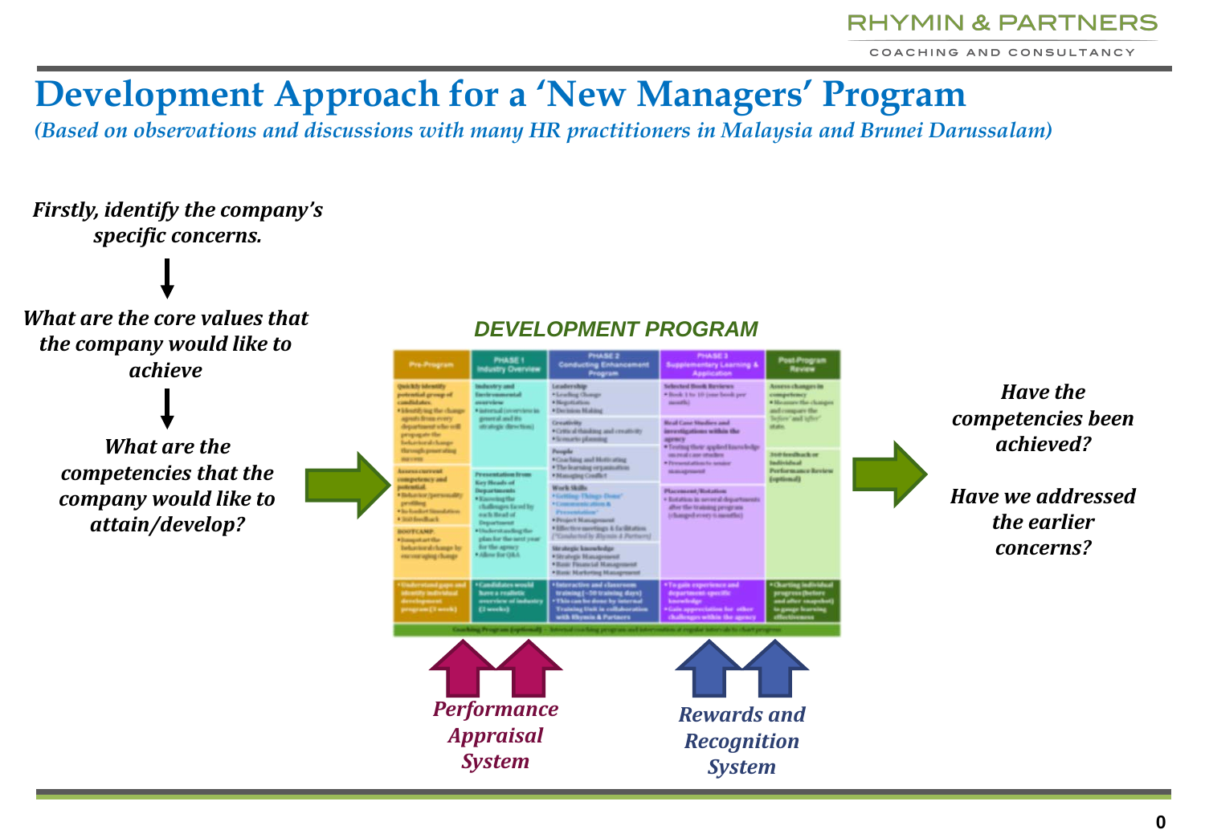# Development Approach for a 'New Managers' Program

*(Based on observations and discussions with many HR practitioners in Malaysia and Brunei Darussalam)*

***Firstly, identify the company's specific concerns.***

↓

***What are the core values that the company would like to achieve***

↓

***What are the competencies that the company would like to attain/develop?***

→

## DEVELOPMENT PROGRAM

| Pre-Program | PHASE 1 Industry Overview | PHASE 2 Conducting Enhancement Program | PHASE 3 Supplementary Learning & Application | Post-Program Review |
|---|---|---|---|---|
| **Quickly identify potential group of candidates.**<br>• Identifying the change agents from every department who will propagate the behavioral change through penetrating success<br>**Assess current competency and potential.**<br>• Behavior/personality profiling<br>• In-basket Simulation<br>• 360 feedback<br>**BOOTCAMP:**<br>• Jumpstart the behavioral change by encouraging change | **Industry and Environmental overview**<br>• internal (overview in general and its strategic direction)<br>**Presentation from Key Heads of Departments**<br>• Knowing the challenges faced by each Head of Department<br>• Understanding the plan for the next year for the agency<br>• Allow for Q&A | **Leadership**<br>• Leading Change<br>• Negotiation<br>• Decision Making<br>**Creativity**<br>• Critical thinking and creativity<br>• Scenario planning<br>**People**<br>• Coaching and Motivating<br>• The learning organisation<br>• Managing Conflict<br>**Work Skills**<br>• 'Getting Things Done'<br>• 'Communication & Presentation'<br>• Project Management<br>• Effective meetings & facilitation<br>(*Conducted by Rhymin & Partners)<br>**Strategic knowledge**<br>• Strategic Management<br>• Basic Financial Management<br>• Basic Marketing Management | **Selected Book Reviews**<br>• Book 1 to 10 (one book per month)<br>**Real Case Studies and investigations within the agency**<br>• Testing their applied knowledge on real case studies<br>• Presentation to senior management<br>**Placement/Rotation**<br>• Rotation in several departments after the training program (changed every x months) | **Assess changes in competency**<br>• Measure the changes and compare the 'before' and 'after' state.<br>**360 feedback or Individual Performance Review (optional)** |
| • Understand gaps and identify individual development program (1 week) | • Candidates would have a realistic overview of industry (2 weeks) | • Interactive and classroom training (~30 training days)<br>• This can be done by internal Training Unit in collaboration with Rhymin & Partners | • To gain experience and department-specific knowledge<br>• Gain appreciation for other challenges within the agency | • Charting individual progress (before and after snapshot) to gauge learning effectiveness |
| **Coaching Program (optional)** – Internal coaching program and intervention at regular intervals to chart progress | | | | |

→

***Have the competencies been achieved?***

***Have we addressed the earlier concerns?***

↑↑ ***Performance Appraisal System***

↑↑ ***Rewards and Recognition System***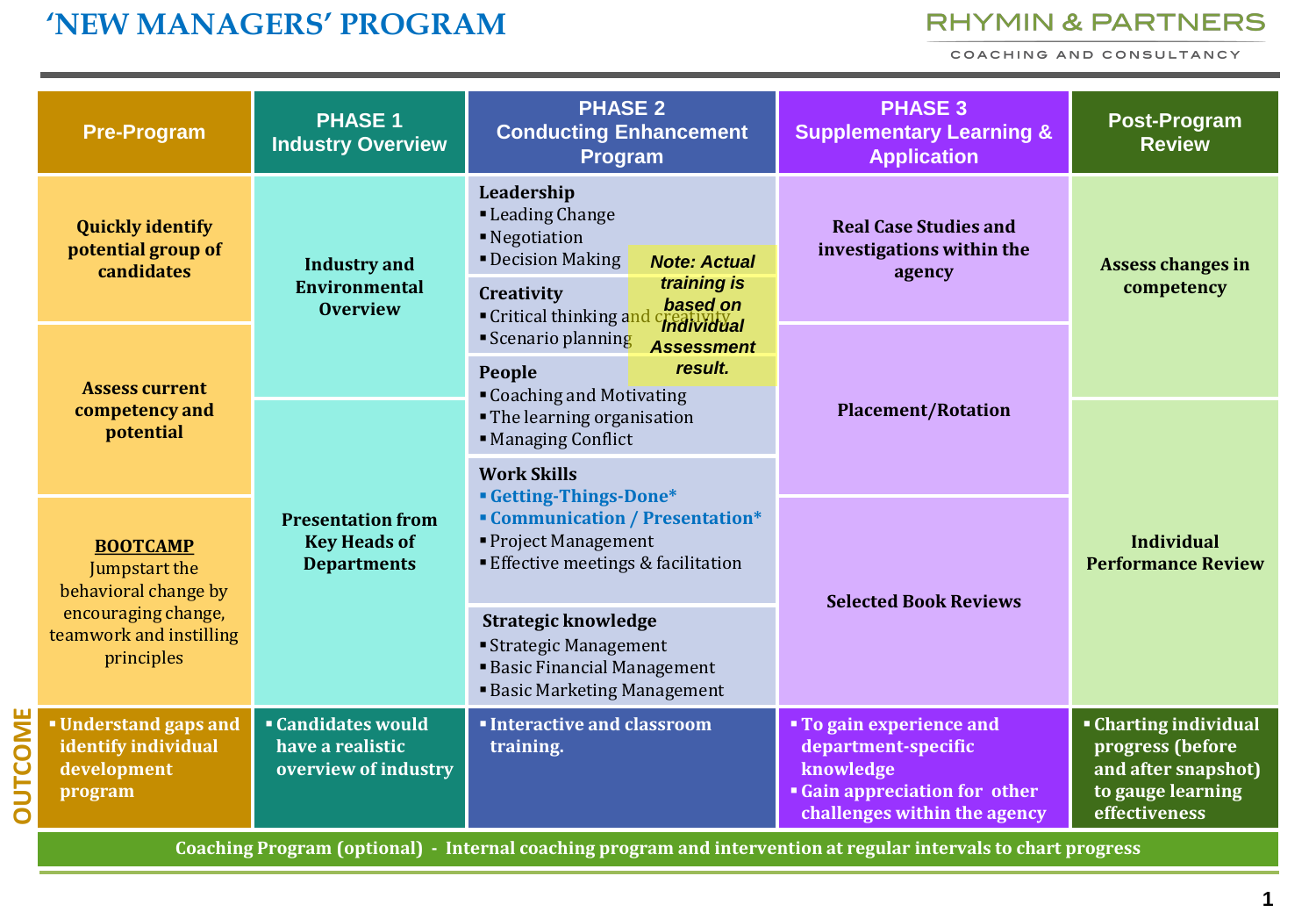# ‘NEW MANAGERS’ PROGRAM

RHYMIN & PARTNERS
COACHING AND CONSULTANCY

| Pre-Program | PHASE 1 Industry Overview | PHASE 2 Conducting Enhancement Program | PHASE 3 Supplementary Learning & Application | Post-Program Review |
|---|---|---|---|---|
| **Quickly identify potential group of candidates** | **Industry and Environmental Overview** | **Leadership**<br>▪ Leading Change<br>▪ Negotiation<br>▪ Decision Making | **Real Case Studies and investigations within the agency** | **Assess changes in competency** |
| **Assess current competency and potential** | | **Creativity**<br>▪ Critical thinking and creativity<br>▪ Scenario planning | **Placement/Rotation** | |
| | **Presentation from Key Heads of Departments** | **People**<br>▪ Coaching and Motivating<br>▪ The learning organisation<br>▪ Managing Conflict | | **Individual Performance Review** |
| **BOOTCAMP**<br>Jumpstart the behavioral change by encouraging change, teamwork and instilling principles | | **Work Skills**<br>▪ **Getting-Things-Done***<br>▪ **Communication / Presentation***<br>▪ Project Management<br>▪ Effective meetings & facilitation | **Selected Book Reviews** | |
| | | **Strategic knowledge**<br>▪ Strategic Management<br>▪ Basic Financial Management<br>▪ Basic Marketing Management | | |
| **OUTCOME**<br>▪ **Understand gaps and identify individual development program** | ▪ **Candidates would have a realistic overview of industry** | ▪ **Interactive and classroom training.** | ▪ **To gain experience and department-specific knowledge**<br>▪ **Gain appreciation for other challenges within the agency** | ▪ **Charting individual progress (before and after snapshot) to gauge learning effectiveness** |

*Note: Actual training is based on Individual Assessment result.*

**Coaching Program (optional) - Internal coaching program and intervention at regular intervals to chart progress**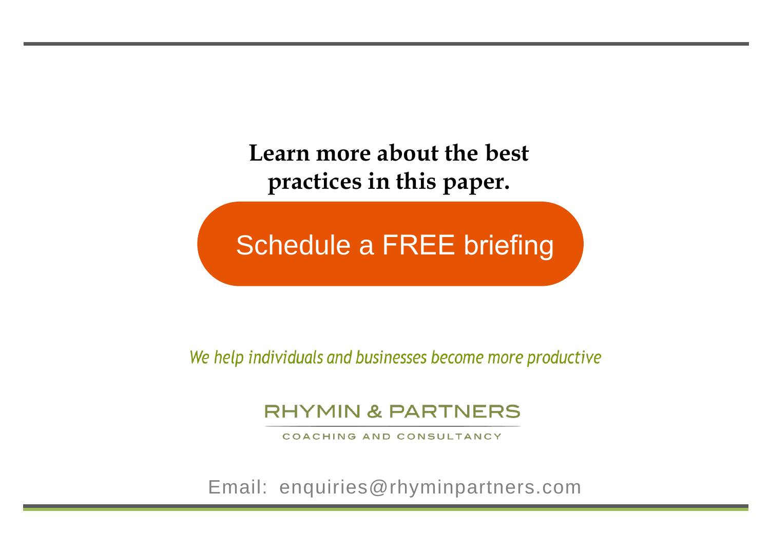**Learn more about the best practices in this paper.**

Schedule a FREE briefing

*We help individuals and businesses become more productive*

RHYMIN & PARTNERS

COACHING AND CONSULTANCY

Email: enquiries@rhyminpartners.com